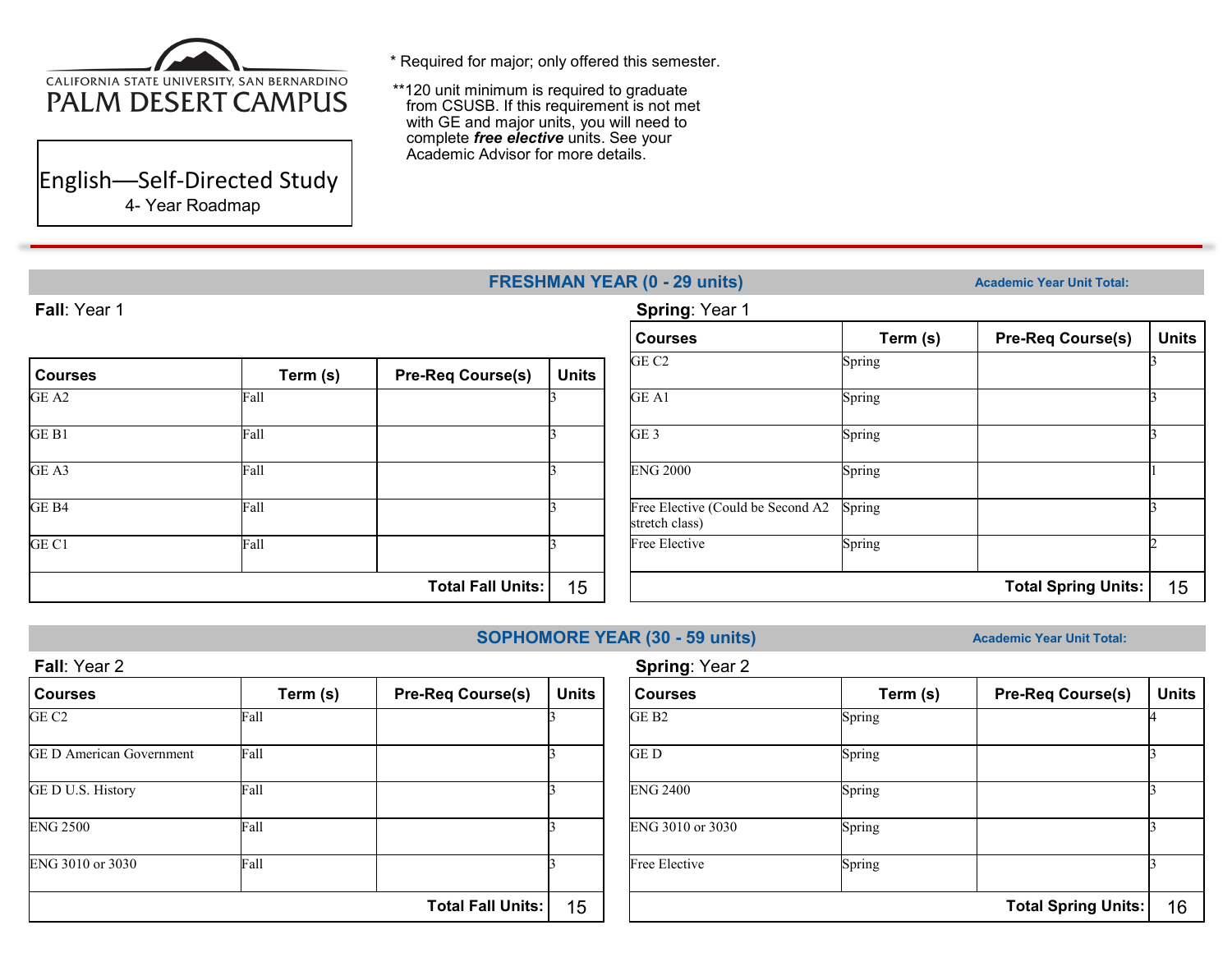CALIFORNIA STATE UNIVERSITY, SAN BERNARDINO
PALM DESERT CAMPUS

# English—Self-Directed Study

4- Year Roadmap

\* Required for major; only offered this semester.

\*\*120 unit minimum is required to graduate from CSUSB. If this requirement is not met with GE and major units, you will need to complete ***free elective*** units. See your Academic Advisor for more details.

## FRESHMAN YEAR (0 - 29 units)

Academic Year Unit Total:

**Fall**: Year 1

| Courses | Term (s) | Pre-Req Course(s) | Units |
|---|---|---|---|
| GE A2 | Fall | | 3 |
| GE B1 | Fall | | 3 |
| GE A3 | Fall | | 3 |
| GE B4 | Fall | | 3 |
| GE C1 | Fall | | 3 |
| | | **Total Fall Units:** | 15 |

**Spring**: Year 1

| Courses | Term (s) | Pre-Req Course(s) | Units |
|---|---|---|---|
| GE C2 | Spring | | 3 |
| GE A1 | Spring | | 3 |
| GE 3 | Spring | | 3 |
| ENG 2000 | Spring | | 1 |
| Free Elective (Could be Second A2 stretch class) | Spring | | 3 |
| Free Elective | Spring | | 2 |
| | | **Total Spring Units:** | 15 |

## SOPHOMORE YEAR (30 - 59 units)

Academic Year Unit Total:

**Fall**: Year 2

| Courses | Term (s) | Pre-Req Course(s) | Units |
|---|---|---|---|
| GE C2 | Fall | | 3 |
| GE D American Government | Fall | | 3 |
| GE D U.S. History | Fall | | 3 |
| ENG 2500 | Fall | | 3 |
| ENG 3010 or 3030 | Fall | | 3 |
| | | **Total Fall Units:** | 15 |

**Spring**: Year 2

| Courses | Term (s) | Pre-Req Course(s) | Units |
|---|---|---|---|
| GE B2 | Spring | | 4 |
| GE D | Spring | | 3 |
| ENG 2400 | Spring | | 3 |
| ENG 3010 or 3030 | Spring | | 3 |
| Free Elective | Spring | | 3 |
| | | **Total Spring Units:** | 16 |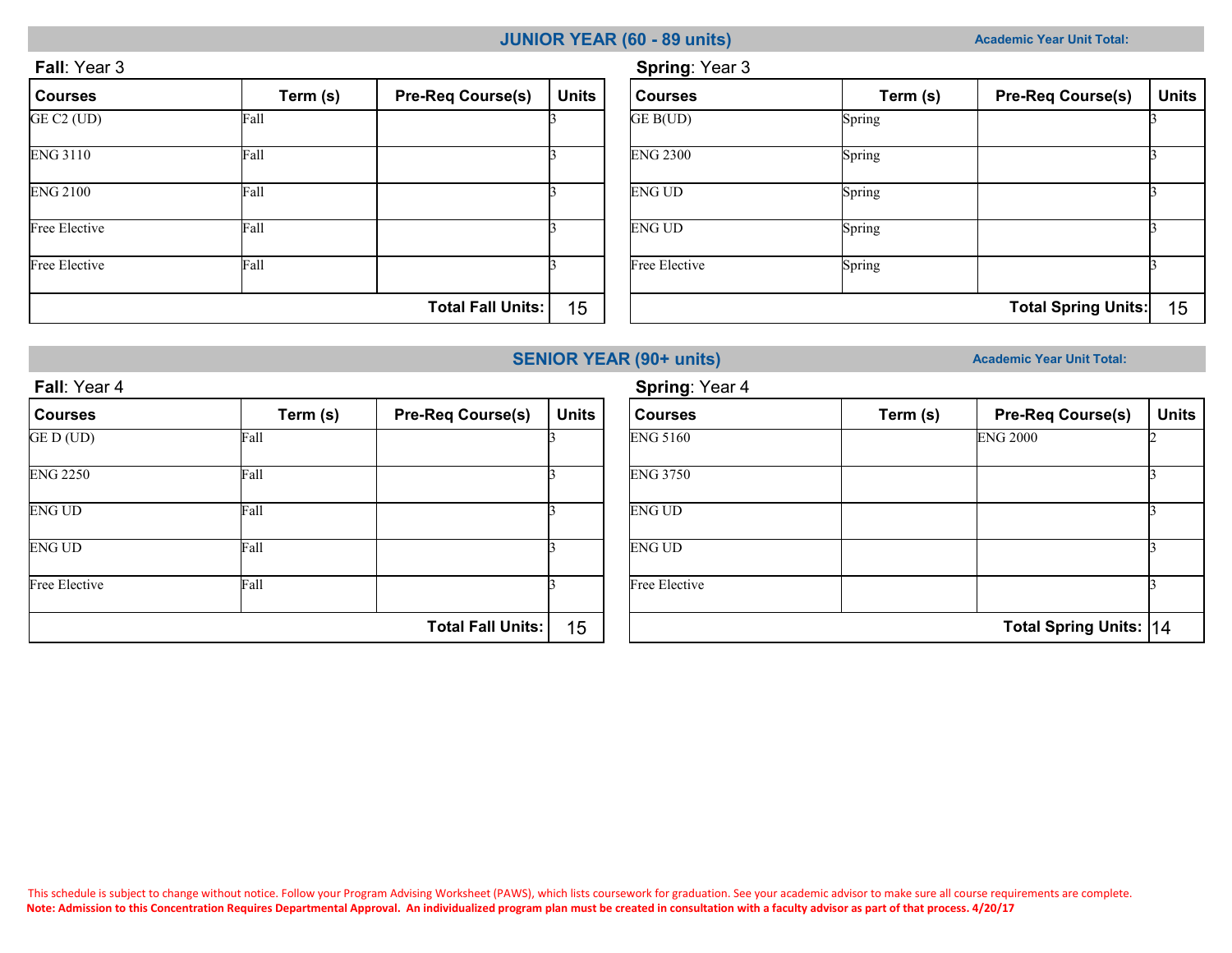## JUNIOR YEAR (60 - 89 units)

**Academic Year Unit Total:**

**Fall**: Year 3

| Courses | Term (s) | Pre-Req Course(s) | Units |
|---|---|---|---|
| GE C2 (UD) | Fall | | 3 |
| ENG 3110 | Fall | | 3 |
| ENG 2100 | Fall | | 3 |
| Free Elective | Fall | | 3 |
| Free Elective | Fall | | 3 |
| | | **Total Fall Units:** | 15 |

**Spring**: Year 3

| Courses | Term (s) | Pre-Req Course(s) | Units |
|---|---|---|---|
| GE B(UD) | Spring | | 3 |
| ENG 2300 | Spring | | 3 |
| ENG UD | Spring | | 3 |
| ENG UD | Spring | | 3 |
| Free Elective | Spring | | 3 |
| | | **Total Spring Units:** | 15 |

## SENIOR YEAR (90+ units)

**Academic Year Unit Total:**

**Fall**: Year 4

| Courses | Term (s) | Pre-Req Course(s) | Units |
|---|---|---|---|
| GE D (UD) | Fall | | 3 |
| ENG 2250 | Fall | | 3 |
| ENG UD | Fall | | 3 |
| ENG UD | Fall | | 3 |
| Free Elective | Fall | | 3 |
| | | **Total Fall Units:** | 15 |

**Spring**: Year 4

| Courses | Term (s) | Pre-Req Course(s) | Units |
|---|---|---|---|
| ENG 5160 | | ENG 2000 | 2 |
| ENG 3750 | | | 3 |
| ENG UD | | | 3 |
| ENG UD | | | 3 |
| Free Elective | | | 3 |
| | | **Total Spring Units:** | 14 |

This schedule is subject to change without notice. Follow your Program Advising Worksheet (PAWS), which lists coursework for graduation. See your academic advisor to make sure all course requirements are complete.

**Note: Admission to this Concentration Requires Departmental Approval. An individualized program plan must be created in consultation with a faculty advisor as part of that process. 4/20/17**